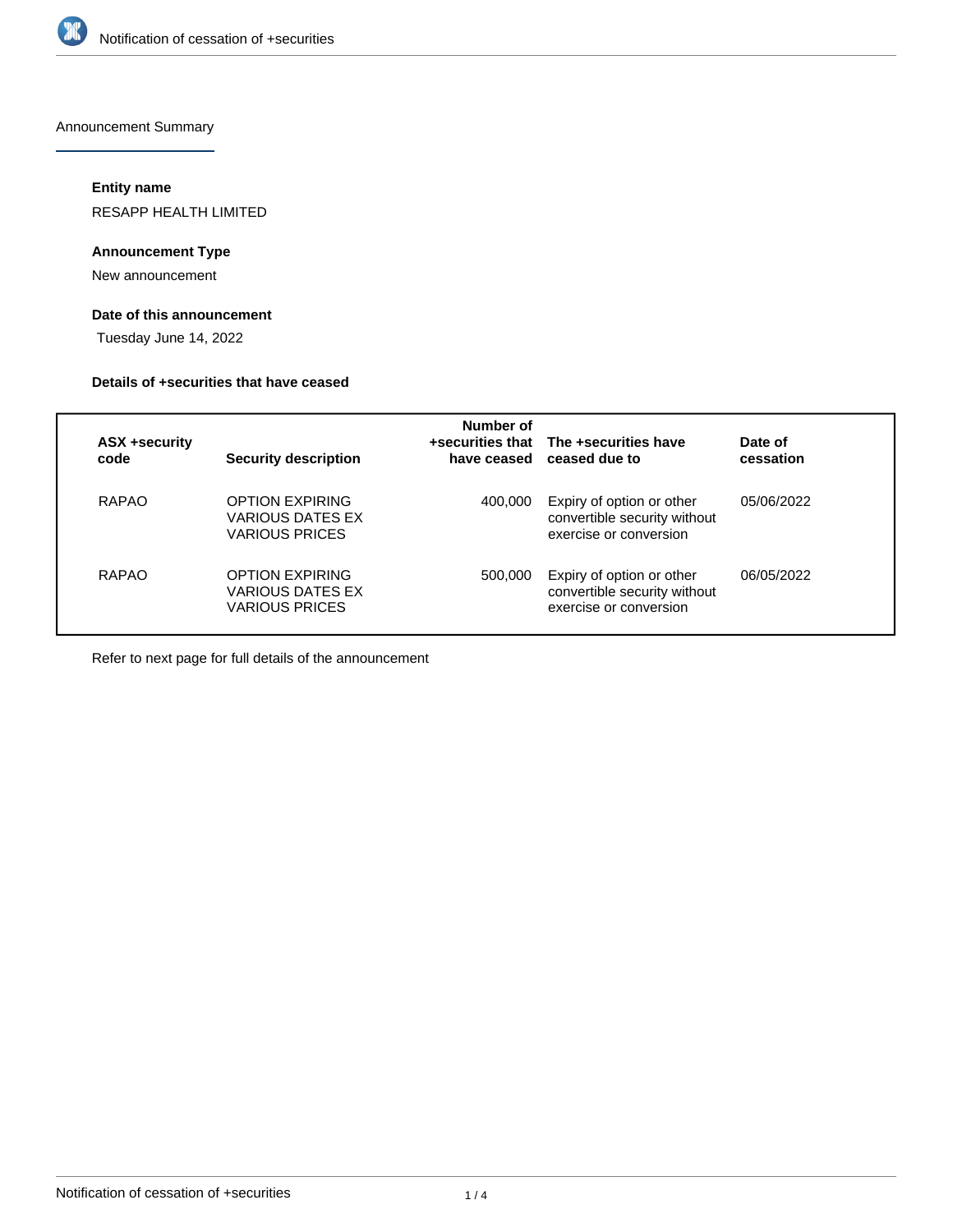Announcement Summary

### Entity name

RESAPP HEALTH LIMITED

### Announcement Type

New announcement

### Date of this announcement

Tuesday June 14, 2022

### Details of +securities that have ceased

| ASX +security code | Security description | Number of +securities that have ceased | The +securities have ceased due to | Date of cessation |
|---|---|---|---|---|
| RAPAO | OPTION EXPIRING VARIOUS DATES EX VARIOUS PRICES | 400,000 | Expiry of option or other convertible security without exercise or conversion | 05/06/2022 |
| RAPAO | OPTION EXPIRING VARIOUS DATES EX VARIOUS PRICES | 500,000 | Expiry of option or other convertible security without exercise or conversion | 06/05/2022 |

Refer to next page for full details of the announcement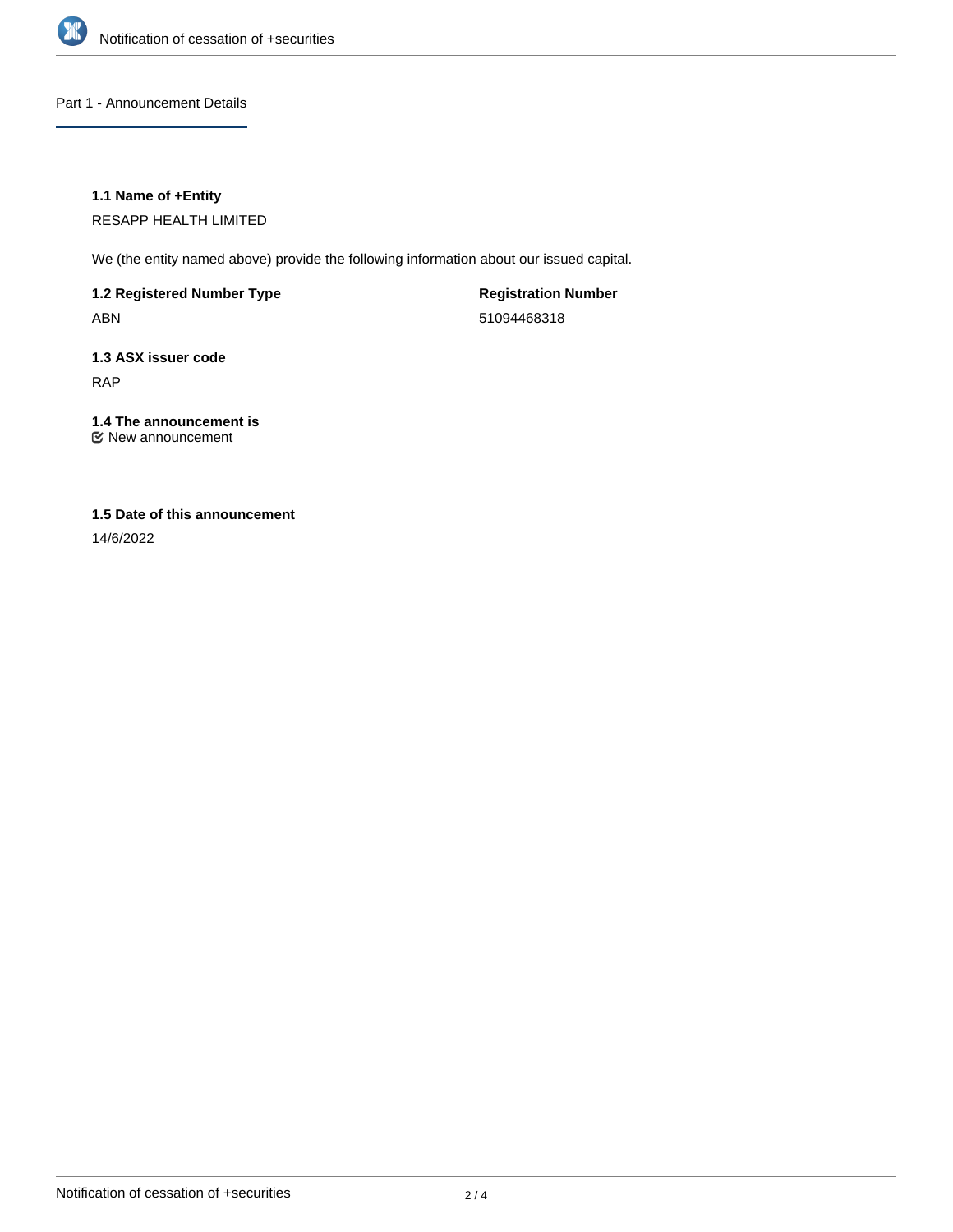## Part 1 - Announcement Details

### 1.1 Name of +Entity

RESAPP HEALTH LIMITED

We (the entity named above) provide the following information about our issued capital.

**1.2 Registered Number Type**

ABN

**Registration Number**

51094468318

### 1.3 ASX issuer code

RAP

### 1.4 The announcement is

☑ New announcement

### 1.5 Date of this announcement

14/6/2022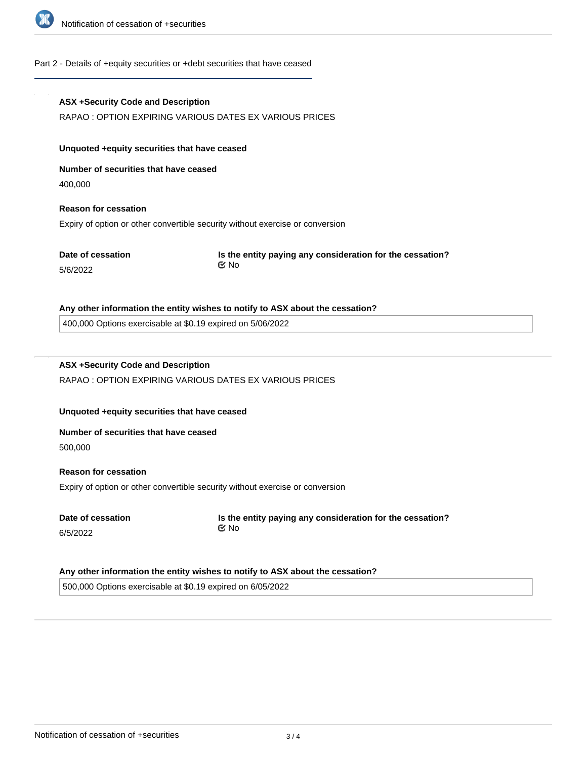## Part 2 - Details of +equity securities or +debt securities that have ceased

**ASX +Security Code and Description**

RAPAO : OPTION EXPIRING VARIOUS DATES EX VARIOUS PRICES

**Unquoted +equity securities that have ceased**

**Number of securities that have ceased**

400,000

**Reason for cessation**

Expiry of option or other convertible security without exercise or conversion

**Date of cessation**

5/6/2022

**Is the entity paying any consideration for the cessation?**

No

**Any other information the entity wishes to notify to ASX about the cessation?**

400,000 Options exercisable at $0.19 expired on 5/06/2022

---

**ASX +Security Code and Description**

RAPAO : OPTION EXPIRING VARIOUS DATES EX VARIOUS PRICES

**Unquoted +equity securities that have ceased**

**Number of securities that have ceased**

500,000

**Reason for cessation**

Expiry of option or other convertible security without exercise or conversion

**Date of cessation**

6/5/2022

**Is the entity paying any consideration for the cessation?**

No

**Any other information the entity wishes to notify to ASX about the cessation?**

500,000 Options exercisable at $0.19 expired on 6/05/2022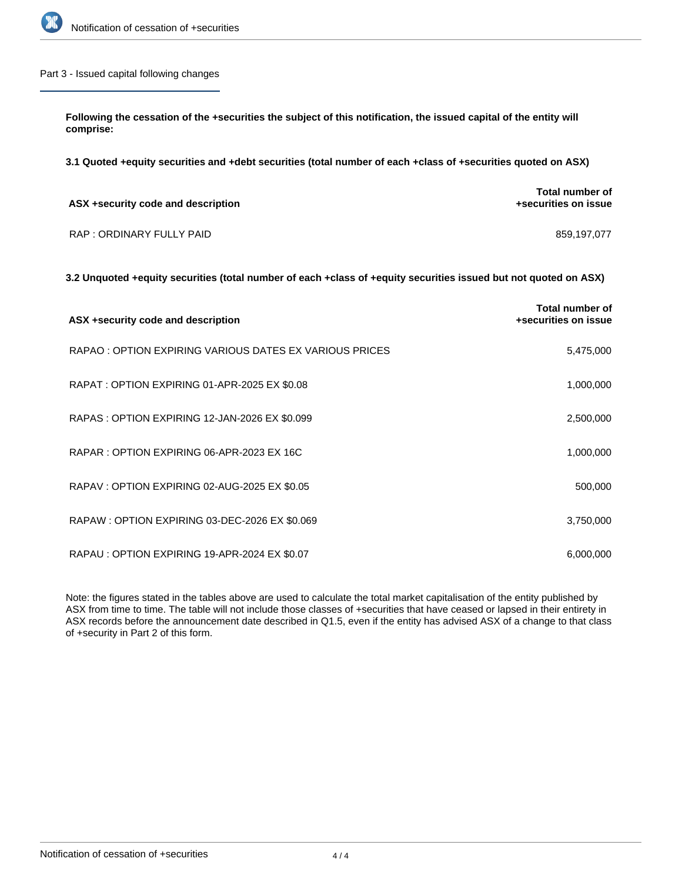## Part 3 - Issued capital following changes

**Following the cessation of the +securities the subject of this notification, the issued capital of the entity will comprise:**

**3.1 Quoted +equity securities and +debt securities (total number of each +class of +securities quoted on ASX)**

| ASX +security code and description | Total number of +securities on issue |
| --- | --- |
| RAP : ORDINARY FULLY PAID | 859,197,077 |

**3.2 Unquoted +equity securities (total number of each +class of +equity securities issued but not quoted on ASX)**

| ASX +security code and description | Total number of +securities on issue |
| --- | --- |
| RAPAO : OPTION EXPIRING VARIOUS DATES EX VARIOUS PRICES | 5,475,000 |
| RAPAT : OPTION EXPIRING 01-APR-2025 EX $0.08 | 1,000,000 |
| RAPAS : OPTION EXPIRING 12-JAN-2026 EX $0.099 | 2,500,000 |
| RAPAR : OPTION EXPIRING 06-APR-2023 EX 16C | 1,000,000 |
| RAPAV : OPTION EXPIRING 02-AUG-2025 EX $0.05 | 500,000 |
| RAPAW : OPTION EXPIRING 03-DEC-2026 EX $0.069 | 3,750,000 |
| RAPAU : OPTION EXPIRING 19-APR-2024 EX $0.07 | 6,000,000 |

Note: the figures stated in the tables above are used to calculate the total market capitalisation of the entity published by ASX from time to time. The table will not include those classes of +securities that have ceased or lapsed in their entirety in ASX records before the announcement date described in Q1.5, even if the entity has advised ASX of a change to that class of +security in Part 2 of this form.